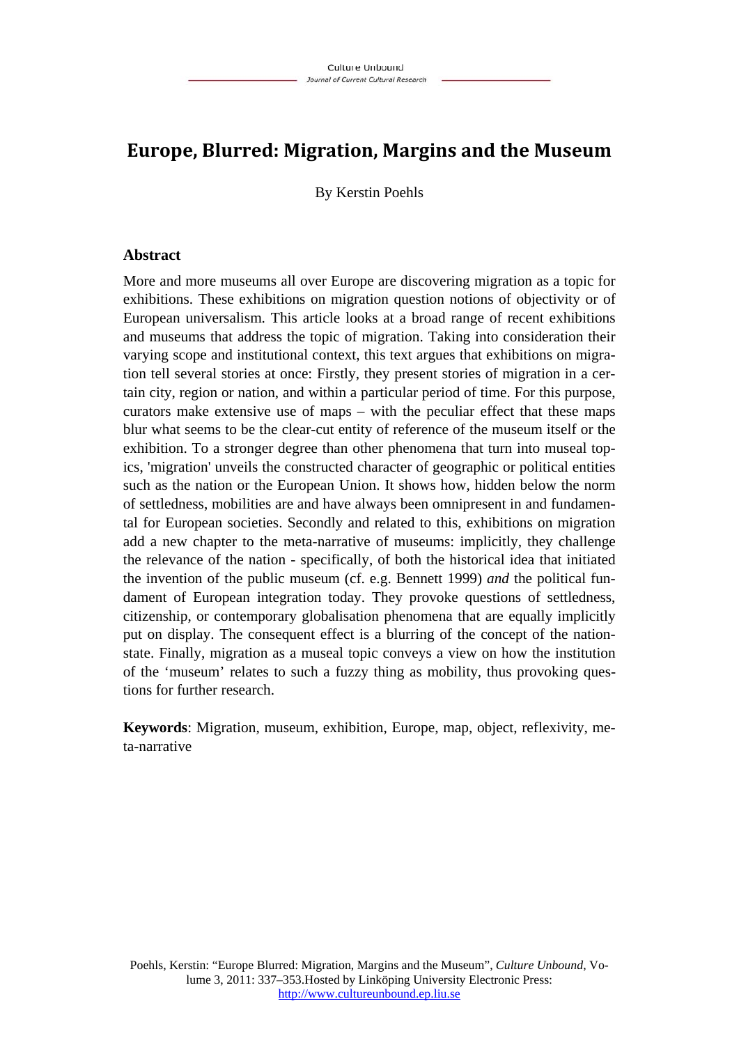# Europe, Blurred: Migration, Margins and the Museum

By Kerstin Poehls

## Abstract

More and more museums all over Europe are discovering migration as a topic for exhibitions. These exhibitions on migration question notions of objectivity or of European universalism. This article looks at a broad range of recent exhibitions and museums that address the topic of migration. Taking into consideration their varying scope and institutional context, this text argues that exhibitions on migration tell several stories at once: Firstly, they present stories of migration in a certain city, region or nation, and within a particular period of time. For this purpose, curators make extensive use of maps – with the peculiar effect that these maps blur what seems to be the clear-cut entity of reference of the museum itself or the exhibition. To a stronger degree than other phenomena that turn into museal topics, 'migration' unveils the constructed character of geographic or political entities such as the nation or the European Union. It shows how, hidden below the norm of settledness, mobilities are and have always been omnipresent in and fundamental for European societies. Secondly and related to this, exhibitions on migration add a new chapter to the meta-narrative of museums: implicitly, they challenge the relevance of the nation - specifically, of both the historical idea that initiated the invention of the public museum (cf. e.g. Bennett 1999) *and* the political fundament of European integration today. They provoke questions of settledness, citizenship, or contemporary globalisation phenomena that are equally implicitly put on display. The consequent effect is a blurring of the concept of the nation-state. Finally, migration as a museal topic conveys a view on how the institution of the 'museum' relates to such a fuzzy thing as mobility, thus provoking questions for further research.

**Keywords**: Migration, museum, exhibition, Europe, map, object, reflexivity, meta-narrative

Poehls, Kerstin: "Europe Blurred: Migration, Margins and the Museum", *Culture Unbound*, Volume 3, 2011: 337–353.Hosted by Linköping University Electronic Press: http://www.cultureunbound.ep.liu.se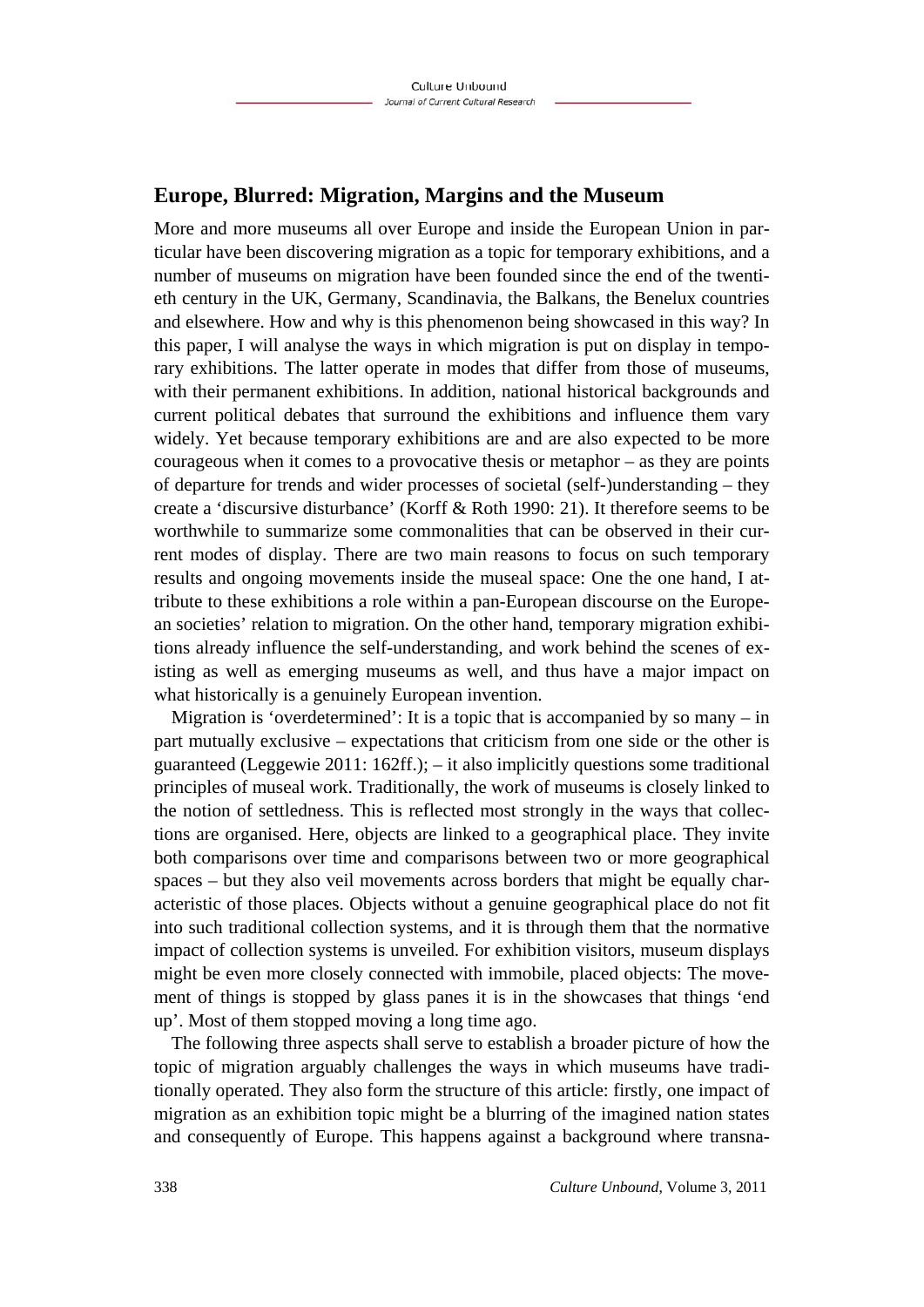## Europe, Blurred: Migration, Margins and the Museum

More and more museums all over Europe and inside the European Union in particular have been discovering migration as a topic for temporary exhibitions, and a number of museums on migration have been founded since the end of the twentieth century in the UK, Germany, Scandinavia, the Balkans, the Benelux countries and elsewhere. How and why is this phenomenon being showcased in this way? In this paper, I will analyse the ways in which migration is put on display in temporary exhibitions. The latter operate in modes that differ from those of museums, with their permanent exhibitions. In addition, national historical backgrounds and current political debates that surround the exhibitions and influence them vary widely. Yet because temporary exhibitions are and are also expected to be more courageous when it comes to a provocative thesis or metaphor – as they are points of departure for trends and wider processes of societal (self-)understanding – they create a 'discursive disturbance' (Korff & Roth 1990: 21). It therefore seems to be worthwhile to summarize some commonalities that can be observed in their current modes of display. There are two main reasons to focus on such temporary results and ongoing movements inside the museal space: One the one hand, I attribute to these exhibitions a role within a pan-European discourse on the European societies' relation to migration. On the other hand, temporary migration exhibitions already influence the self-understanding, and work behind the scenes of existing as well as emerging museums as well, and thus have a major impact on what historically is a genuinely European invention.

Migration is 'overdetermined': It is a topic that is accompanied by so many – in part mutually exclusive – expectations that criticism from one side or the other is guaranteed (Leggewie 2011: 162ff.); – it also implicitly questions some traditional principles of museal work. Traditionally, the work of museums is closely linked to the notion of settledness. This is reflected most strongly in the ways that collections are organised. Here, objects are linked to a geographical place. They invite both comparisons over time and comparisons between two or more geographical spaces – but they also veil movements across borders that might be equally characteristic of those places. Objects without a genuine geographical place do not fit into such traditional collection systems, and it is through them that the normative impact of collection systems is unveiled. For exhibition visitors, museum displays might be even more closely connected with immobile, placed objects: The movement of things is stopped by glass panes it is in the showcases that things 'end up'. Most of them stopped moving a long time ago.

The following three aspects shall serve to establish a broader picture of how the topic of migration arguably challenges the ways in which museums have traditionally operated. They also form the structure of this article: firstly, one impact of migration as an exhibition topic might be a blurring of the imagined nation states and consequently of Europe. This happens against a background where transna-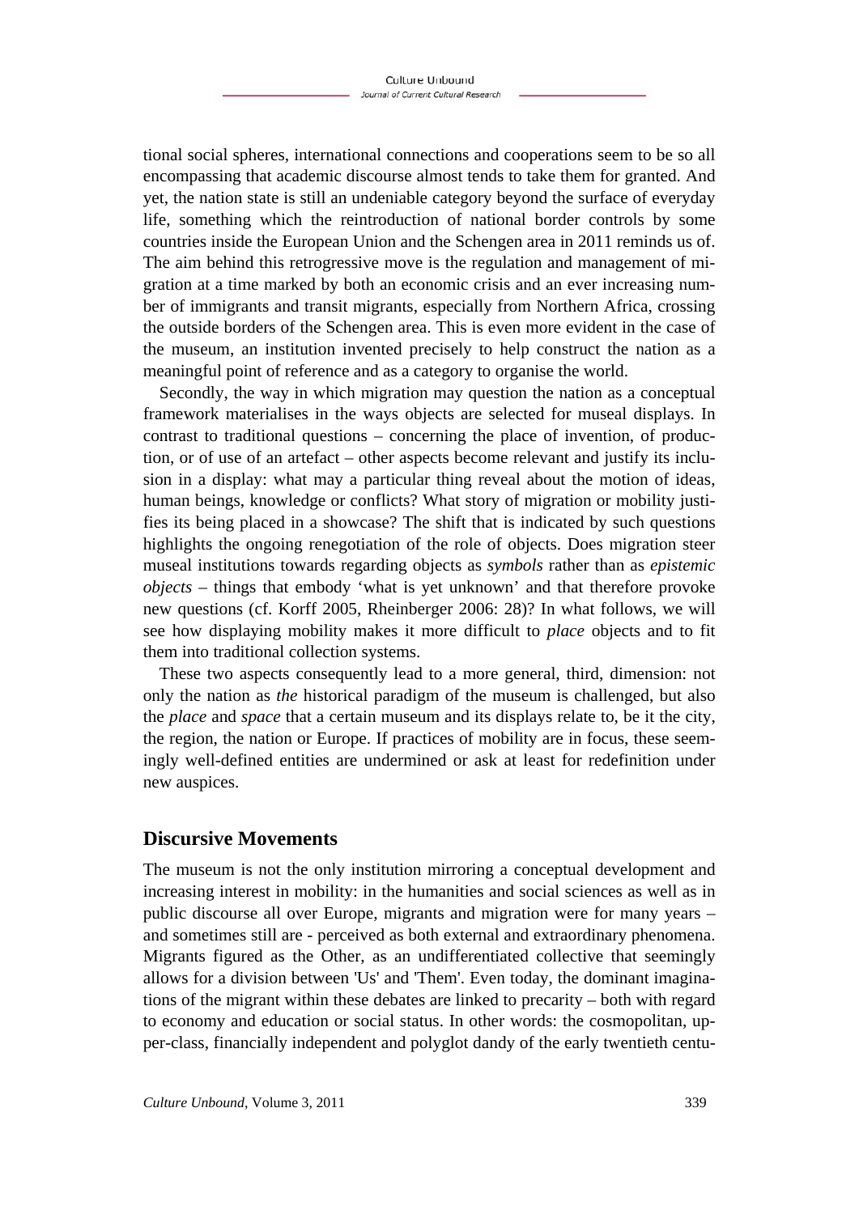tional social spheres, international connections and cooperations seem to be so all encompassing that academic discourse almost tends to take them for granted. And yet, the nation state is still an undeniable category beyond the surface of everyday life, something which the reintroduction of national border controls by some countries inside the European Union and the Schengen area in 2011 reminds us of. The aim behind this retrogressive move is the regulation and management of migration at a time marked by both an economic crisis and an ever increasing number of immigrants and transit migrants, especially from Northern Africa, crossing the outside borders of the Schengen area. This is even more evident in the case of the museum, an institution invented precisely to help construct the nation as a meaningful point of reference and as a category to organise the world.

Secondly, the way in which migration may question the nation as a conceptual framework materialises in the ways objects are selected for museal displays. In contrast to traditional questions – concerning the place of invention, of production, or of use of an artefact – other aspects become relevant and justify its inclusion in a display: what may a particular thing reveal about the motion of ideas, human beings, knowledge or conflicts? What story of migration or mobility justifies its being placed in a showcase? The shift that is indicated by such questions highlights the ongoing renegotiation of the role of objects. Does migration steer museal institutions towards regarding objects as *symbols* rather than as *epistemic objects* – things that embody 'what is yet unknown' and that therefore provoke new questions (cf. Korff 2005, Rheinberger 2006: 28)? In what follows, we will see how displaying mobility makes it more difficult to *place* objects and to fit them into traditional collection systems.

These two aspects consequently lead to a more general, third, dimension: not only the nation as *the* historical paradigm of the museum is challenged, but also the *place* and *space* that a certain museum and its displays relate to, be it the city, the region, the nation or Europe. If practices of mobility are in focus, these seemingly well-defined entities are undermined or ask at least for redefinition under new auspices.

## Discursive Movements

The museum is not the only institution mirroring a conceptual development and increasing interest in mobility: in the humanities and social sciences as well as in public discourse all over Europe, migrants and migration were for many years – and sometimes still are - perceived as both external and extraordinary phenomena. Migrants figured as the Other, as an undifferentiated collective that seemingly allows for a division between 'Us' and 'Them'. Even today, the dominant imaginations of the migrant within these debates are linked to precarity – both with regard to economy and education or social status. In other words: the cosmopolitan, upper-class, financially independent and polyglot dandy of the early twentieth centu-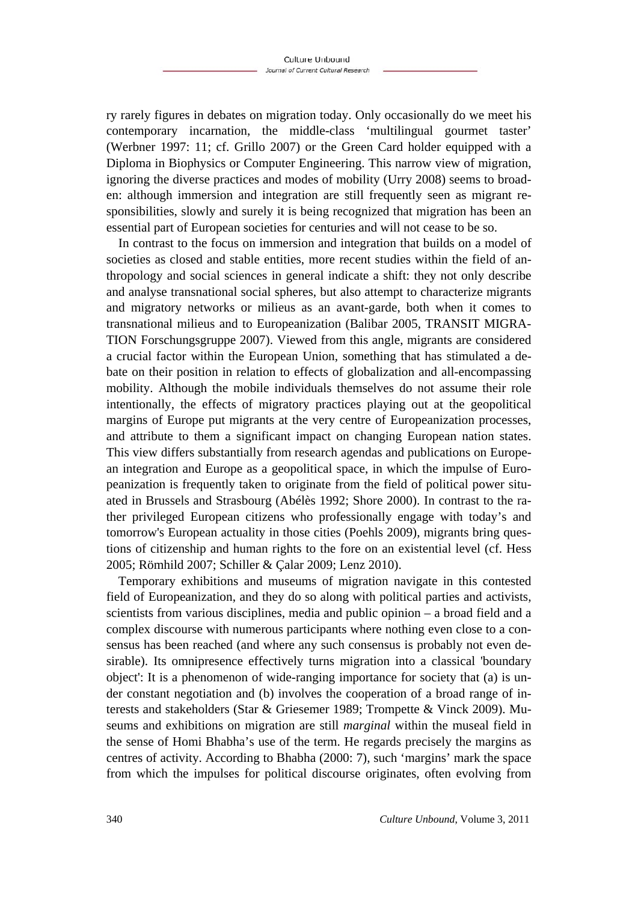ry rarely figures in debates on migration today. Only occasionally do we meet his contemporary incarnation, the middle-class 'multilingual gourmet taster' (Werbner 1997: 11; cf. Grillo 2007) or the Green Card holder equipped with a Diploma in Biophysics or Computer Engineering. This narrow view of migration, ignoring the diverse practices and modes of mobility (Urry 2008) seems to broaden: although immersion and integration are still frequently seen as migrant responsibilities, slowly and surely it is being recognized that migration has been an essential part of European societies for centuries and will not cease to be so.

In contrast to the focus on immersion and integration that builds on a model of societies as closed and stable entities, more recent studies within the field of anthropology and social sciences in general indicate a shift: they not only describe and analyse transnational social spheres, but also attempt to characterize migrants and migratory networks or milieus as an avant-garde, both when it comes to transnational milieus and to Europeanization (Balibar 2005, TRANSIT MIGRATION Forschungsgruppe 2007). Viewed from this angle, migrants are considered a crucial factor within the European Union, something that has stimulated a debate on their position in relation to effects of globalization and all-encompassing mobility. Although the mobile individuals themselves do not assume their role intentionally, the effects of migratory practices playing out at the geopolitical margins of Europe put migrants at the very centre of Europeanization processes, and attribute to them a significant impact on changing European nation states. This view differs substantially from research agendas and publications on European integration and Europe as a geopolitical space, in which the impulse of Europeanization is frequently taken to originate from the field of political power situated in Brussels and Strasbourg (Abélès 1992; Shore 2000). In contrast to the rather privileged European citizens who professionally engage with today's and tomorrow's European actuality in those cities (Poehls 2009), migrants bring questions of citizenship and human rights to the fore on an existential level (cf. Hess 2005; Römhild 2007; Schiller & Çalar 2009; Lenz 2010).

Temporary exhibitions and museums of migration navigate in this contested field of Europeanization, and they do so along with political parties and activists, scientists from various disciplines, media and public opinion – a broad field and a complex discourse with numerous participants where nothing even close to a consensus has been reached (and where any such consensus is probably not even desirable). Its omnipresence effectively turns migration into a classical 'boundary object': It is a phenomenon of wide-ranging importance for society that (a) is under constant negotiation and (b) involves the cooperation of a broad range of interests and stakeholders (Star & Griesemer 1989; Trompette & Vinck 2009). Museums and exhibitions on migration are still *marginal* within the museal field in the sense of Homi Bhabha's use of the term. He regards precisely the margins as centres of activity. According to Bhabha (2000: 7), such 'margins' mark the space from which the impulses for political discourse originates, often evolving from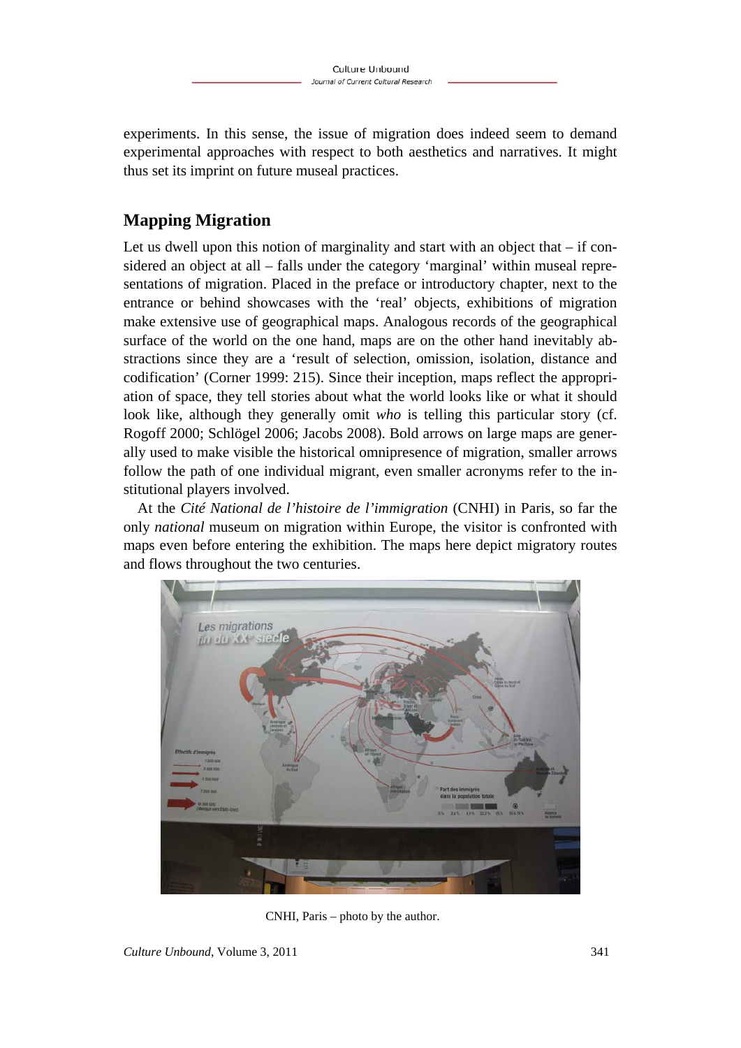experiments. In this sense, the issue of migration does indeed seem to demand experimental approaches with respect to both aesthetics and narratives. It might thus set its imprint on future museal practices.

## Mapping Migration

Let us dwell upon this notion of marginality and start with an object that – if considered an object at all – falls under the category 'marginal' within museal representations of migration. Placed in the preface or introductory chapter, next to the entrance or behind showcases with the 'real' objects, exhibitions of migration make extensive use of geographical maps. Analogous records of the geographical surface of the world on the one hand, maps are on the other hand inevitably abstractions since they are a 'result of selection, omission, isolation, distance and codification' (Corner 1999: 215). Since their inception, maps reflect the appropriation of space, they tell stories about what the world looks like or what it should look like, although they generally omit *who* is telling this particular story (cf. Rogoff 2000; Schlögel 2006; Jacobs 2008). Bold arrows on large maps are generally used to make visible the historical omnipresence of migration, smaller arrows follow the path of one individual migrant, even smaller acronyms refer to the institutional players involved.

At the *Cité National de l'histoire de l'immigration* (CNHI) in Paris, so far the only *national* museum on migration within Europe, the visitor is confronted with maps even before entering the exhibition. The maps here depict migratory routes and flows throughout the two centuries.

CNHI, Paris – photo by the author.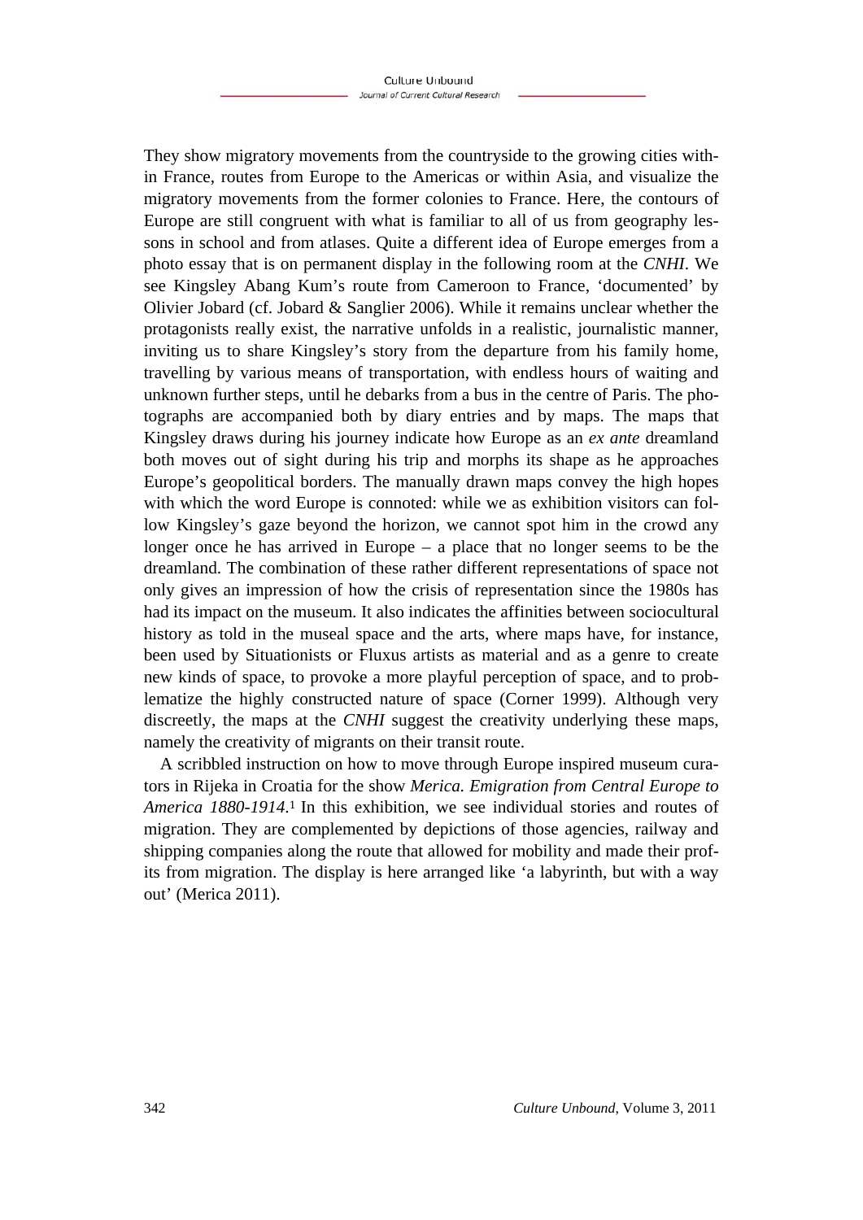They show migratory movements from the countryside to the growing cities within France, routes from Europe to the Americas or within Asia, and visualize the migratory movements from the former colonies to France. Here, the contours of Europe are still congruent with what is familiar to all of us from geography lessons in school and from atlases. Quite a different idea of Europe emerges from a photo essay that is on permanent display in the following room at the *CNHI*. We see Kingsley Abang Kum's route from Cameroon to France, 'documented' by Olivier Jobard (cf. Jobard & Sanglier 2006). While it remains unclear whether the protagonists really exist, the narrative unfolds in a realistic, journalistic manner, inviting us to share Kingsley's story from the departure from his family home, travelling by various means of transportation, with endless hours of waiting and unknown further steps, until he debarks from a bus in the centre of Paris. The photographs are accompanied both by diary entries and by maps. The maps that Kingsley draws during his journey indicate how Europe as an *ex ante* dreamland both moves out of sight during his trip and morphs its shape as he approaches Europe's geopolitical borders. The manually drawn maps convey the high hopes with which the word Europe is connoted: while we as exhibition visitors can follow Kingsley's gaze beyond the horizon, we cannot spot him in the crowd any longer once he has arrived in Europe – a place that no longer seems to be the dreamland. The combination of these rather different representations of space not only gives an impression of how the crisis of representation since the 1980s has had its impact on the museum. It also indicates the affinities between sociocultural history as told in the museal space and the arts, where maps have, for instance, been used by Situationists or Fluxus artists as material and as a genre to create new kinds of space, to provoke a more playful perception of space, and to problematize the highly constructed nature of space (Corner 1999). Although very discreetly, the maps at the *CNHI* suggest the creativity underlying these maps, namely the creativity of migrants on their transit route.

A scribbled instruction on how to move through Europe inspired museum curators in Rijeka in Croatia for the show *Merica. Emigration from Central Europe to America 1880-1914*.[1] In this exhibition, we see individual stories and routes of migration. They are complemented by depictions of those agencies, railway and shipping companies along the route that allowed for mobility and made their profits from migration. The display is here arranged like 'a labyrinth, but with a way out' (Merica 2011).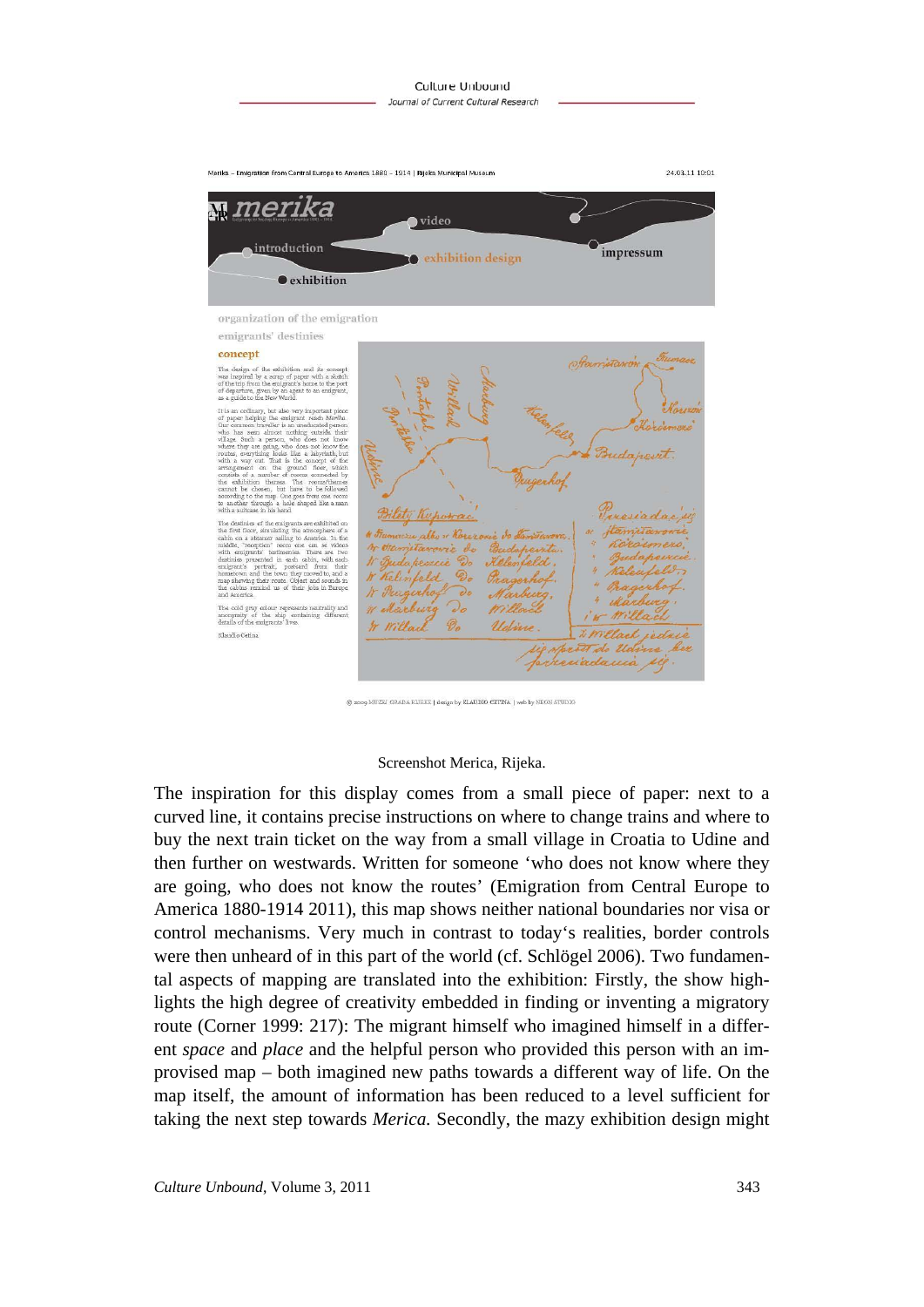Screenshot Merica, Rijeka.

The inspiration for this display comes from a small piece of paper: next to a curved line, it contains precise instructions on where to change trains and where to buy the next train ticket on the way from a small village in Croatia to Udine and then further on westwards. Written for someone 'who does not know where they are going, who does not know the routes' (Emigration from Central Europe to America 1880-1914 2011), this map shows neither national boundaries nor visa or control mechanisms. Very much in contrast to today's realities, border controls were then unheard of in this part of the world (cf. Schlögel 2006). Two fundamental aspects of mapping are translated into the exhibition: Firstly, the show highlights the high degree of creativity embedded in finding or inventing a migratory route (Corner 1999: 217): The migrant himself who imagined himself in a different *space* and *place* and the helpful person who provided this person with an improvised map – both imagined new paths towards a different way of life. On the map itself, the amount of information has been reduced to a level sufficient for taking the next step towards *Merica*. Secondly, the mazy exhibition design might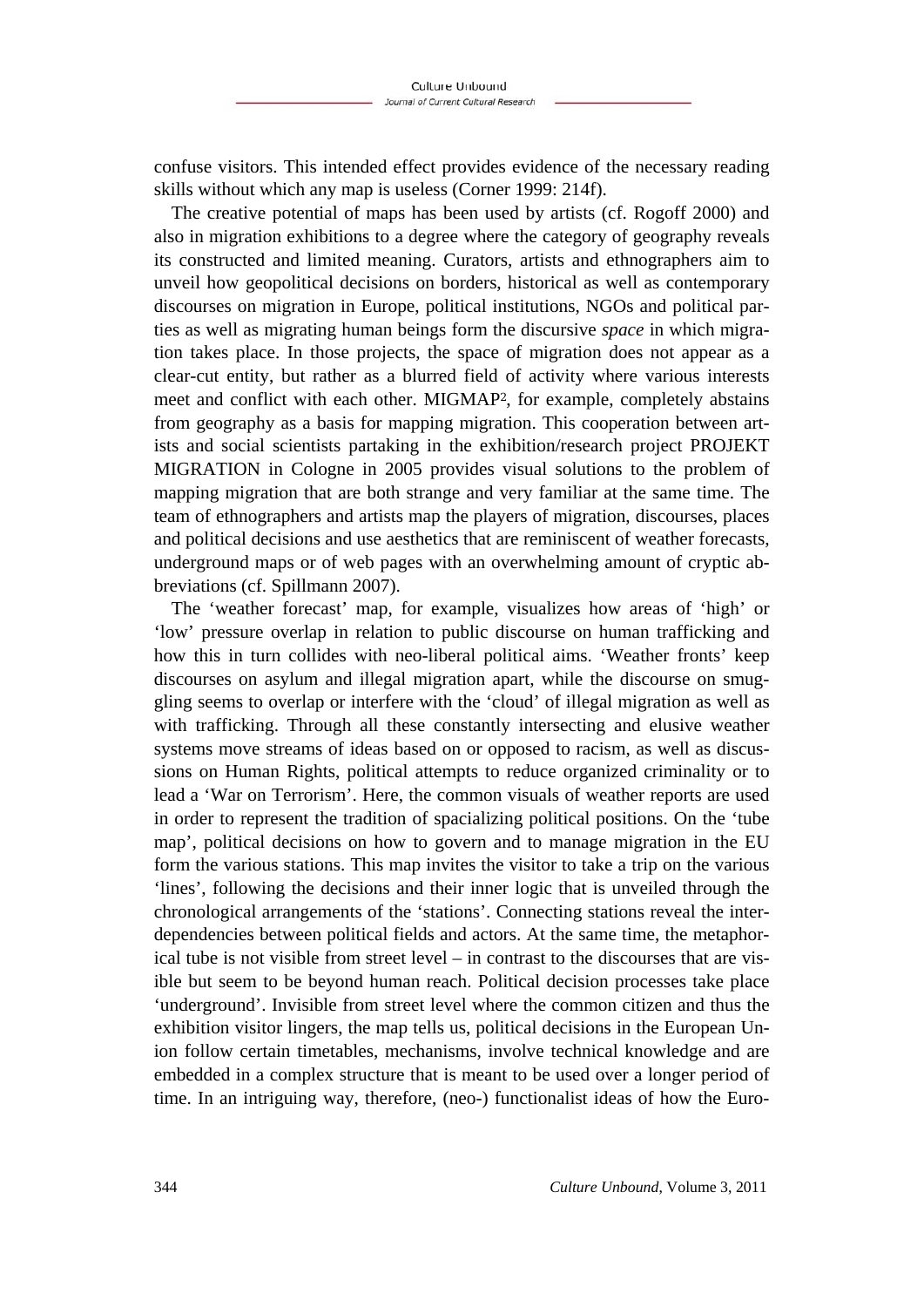confuse visitors. This intended effect provides evidence of the necessary reading skills without which any map is useless (Corner 1999: 214f).

The creative potential of maps has been used by artists (cf. Rogoff 2000) and also in migration exhibitions to a degree where the category of geography reveals its constructed and limited meaning. Curators, artists and ethnographers aim to unveil how geopolitical decisions on borders, historical as well as contemporary discourses on migration in Europe, political institutions, NGOs and political parties as well as migrating human beings form the discursive *space* in which migration takes place. In those projects, the space of migration does not appear as a clear-cut entity, but rather as a blurred field of activity where various interests meet and conflict with each other. MIGMAP[2], for example, completely abstains from geography as a basis for mapping migration. This cooperation between artists and social scientists partaking in the exhibition/research project PROJEKT MIGRATION in Cologne in 2005 provides visual solutions to the problem of mapping migration that are both strange and very familiar at the same time. The team of ethnographers and artists map the players of migration, discourses, places and political decisions and use aesthetics that are reminiscent of weather forecasts, underground maps or of web pages with an overwhelming amount of cryptic abbreviations (cf. Spillmann 2007).

The 'weather forecast' map, for example, visualizes how areas of 'high' or 'low' pressure overlap in relation to public discourse on human trafficking and how this in turn collides with neo-liberal political aims. 'Weather fronts' keep discourses on asylum and illegal migration apart, while the discourse on smuggling seems to overlap or interfere with the 'cloud' of illegal migration as well as with trafficking. Through all these constantly intersecting and elusive weather systems move streams of ideas based on or opposed to racism, as well as discussions on Human Rights, political attempts to reduce organized criminality or to lead a 'War on Terrorism'. Here, the common visuals of weather reports are used in order to represent the tradition of spacializing political positions. On the 'tube map', political decisions on how to govern and to manage migration in the EU form the various stations. This map invites the visitor to take a trip on the various 'lines', following the decisions and their inner logic that is unveiled through the chronological arrangements of the 'stations'. Connecting stations reveal the interdependencies between political fields and actors. At the same time, the metaphorical tube is not visible from street level – in contrast to the discourses that are visible but seem to be beyond human reach. Political decision processes take place 'underground'. Invisible from street level where the common citizen and thus the exhibition visitor lingers, the map tells us, political decisions in the European Union follow certain timetables, mechanisms, involve technical knowledge and are embedded in a complex structure that is meant to be used over a longer period of time. In an intriguing way, therefore, (neo-) functionalist ideas of how the Euro-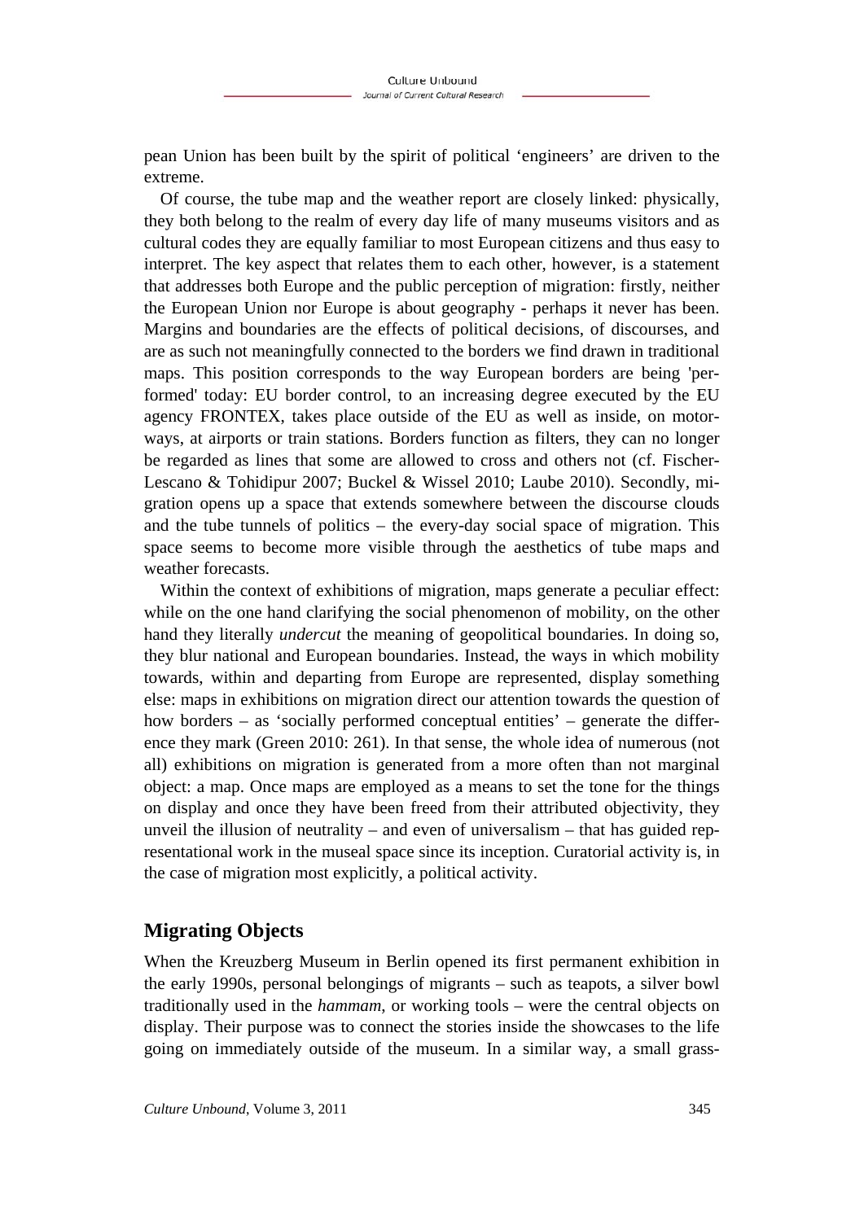pean Union has been built by the spirit of political 'engineers' are driven to the extreme.

Of course, the tube map and the weather report are closely linked: physically, they both belong to the realm of every day life of many museums visitors and as cultural codes they are equally familiar to most European citizens and thus easy to interpret. The key aspect that relates them to each other, however, is a statement that addresses both Europe and the public perception of migration: firstly, neither the European Union nor Europe is about geography - perhaps it never has been. Margins and boundaries are the effects of political decisions, of discourses, and are as such not meaningfully connected to the borders we find drawn in traditional maps. This position corresponds to the way European borders are being 'performed' today: EU border control, to an increasing degree executed by the EU agency FRONTEX, takes place outside of the EU as well as inside, on motorways, at airports or train stations. Borders function as filters, they can no longer be regarded as lines that some are allowed to cross and others not (cf. Fischer-Lescano & Tohidipur 2007; Buckel & Wissel 2010; Laube 2010). Secondly, migration opens up a space that extends somewhere between the discourse clouds and the tube tunnels of politics – the every-day social space of migration. This space seems to become more visible through the aesthetics of tube maps and weather forecasts.

Within the context of exhibitions of migration, maps generate a peculiar effect: while on the one hand clarifying the social phenomenon of mobility, on the other hand they literally *undercut* the meaning of geopolitical boundaries. In doing so, they blur national and European boundaries. Instead, the ways in which mobility towards, within and departing from Europe are represented, display something else: maps in exhibitions on migration direct our attention towards the question of how borders – as 'socially performed conceptual entities' – generate the difference they mark (Green 2010: 261). In that sense, the whole idea of numerous (not all) exhibitions on migration is generated from a more often than not marginal object: a map. Once maps are employed as a means to set the tone for the things on display and once they have been freed from their attributed objectivity, they unveil the illusion of neutrality – and even of universalism – that has guided representational work in the museal space since its inception. Curatorial activity is, in the case of migration most explicitly, a political activity.

## Migrating Objects

When the Kreuzberg Museum in Berlin opened its first permanent exhibition in the early 1990s, personal belongings of migrants – such as teapots, a silver bowl traditionally used in the *hammam*, or working tools – were the central objects on display. Their purpose was to connect the stories inside the showcases to the life going on immediately outside of the museum. In a similar way, a small grass-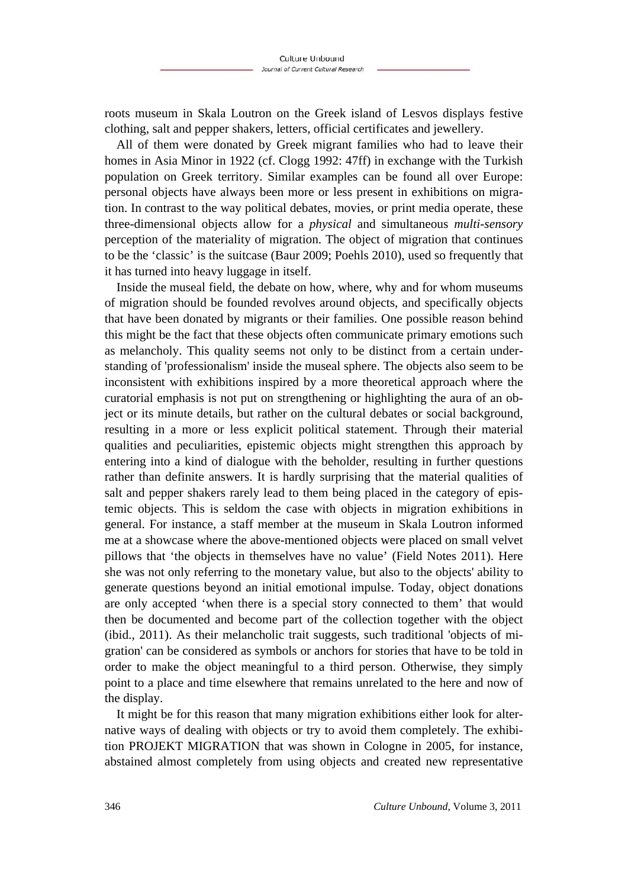roots museum in Skala Loutron on the Greek island of Lesvos displays festive clothing, salt and pepper shakers, letters, official certificates and jewellery.

All of them were donated by Greek migrant families who had to leave their homes in Asia Minor in 1922 (cf. Clogg 1992: 47ff) in exchange with the Turkish population on Greek territory. Similar examples can be found all over Europe: personal objects have always been more or less present in exhibitions on migration. In contrast to the way political debates, movies, or print media operate, these three-dimensional objects allow for a *physical* and simultaneous *multi-sensory* perception of the materiality of migration. The object of migration that continues to be the 'classic' is the suitcase (Baur 2009; Poehls 2010), used so frequently that it has turned into heavy luggage in itself.

Inside the museal field, the debate on how, where, why and for whom museums of migration should be founded revolves around objects, and specifically objects that have been donated by migrants or their families. One possible reason behind this might be the fact that these objects often communicate primary emotions such as melancholy. This quality seems not only to be distinct from a certain understanding of 'professionalism' inside the museal sphere. The objects also seem to be inconsistent with exhibitions inspired by a more theoretical approach where the curatorial emphasis is not put on strengthening or highlighting the aura of an object or its minute details, but rather on the cultural debates or social background, resulting in a more or less explicit political statement. Through their material qualities and peculiarities, epistemic objects might strengthen this approach by entering into a kind of dialogue with the beholder, resulting in further questions rather than definite answers. It is hardly surprising that the material qualities of salt and pepper shakers rarely lead to them being placed in the category of epistemic objects. This is seldom the case with objects in migration exhibitions in general. For instance, a staff member at the museum in Skala Loutron informed me at a showcase where the above-mentioned objects were placed on small velvet pillows that 'the objects in themselves have no value' (Field Notes 2011). Here she was not only referring to the monetary value, but also to the objects' ability to generate questions beyond an initial emotional impulse. Today, object donations are only accepted 'when there is a special story connected to them' that would then be documented and become part of the collection together with the object (ibid., 2011). As their melancholic trait suggests, such traditional 'objects of migration' can be considered as symbols or anchors for stories that have to be told in order to make the object meaningful to a third person. Otherwise, they simply point to a place and time elsewhere that remains unrelated to the here and now of the display.

It might be for this reason that many migration exhibitions either look for alternative ways of dealing with objects or try to avoid them completely. The exhibition PROJEKT MIGRATION that was shown in Cologne in 2005, for instance, abstained almost completely from using objects and created new representative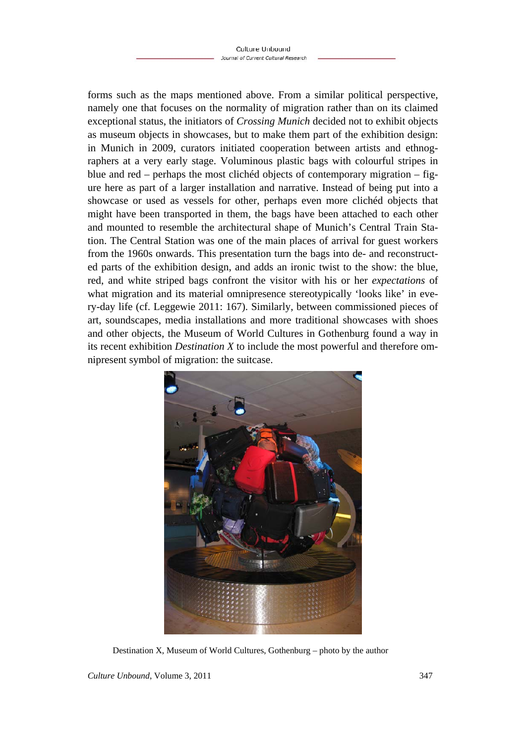forms such as the maps mentioned above. From a similar political perspective, namely one that focuses on the normality of migration rather than on its claimed exceptional status, the initiators of *Crossing Munich* decided not to exhibit objects as museum objects in showcases, but to make them part of the exhibition design: in Munich in 2009, curators initiated cooperation between artists and ethnographers at a very early stage. Voluminous plastic bags with colourful stripes in blue and red – perhaps the most clichéd objects of contemporary migration – figure here as part of a larger installation and narrative. Instead of being put into a showcase or used as vessels for other, perhaps even more clichéd objects that might have been transported in them, the bags have been attached to each other and mounted to resemble the architectural shape of Munich's Central Train Station. The Central Station was one of the main places of arrival for guest workers from the 1960s onwards. This presentation turn the bags into de- and reconstructed parts of the exhibition design, and adds an ironic twist to the show: the blue, red, and white striped bags confront the visitor with his or her *expectations* of what migration and its material omnipresence stereotypically 'looks like' in every-day life (cf. Leggewie 2011: 167). Similarly, between commissioned pieces of art, soundscapes, media installations and more traditional showcases with shoes and other objects, the Museum of World Cultures in Gothenburg found a way in its recent exhibition *Destination X* to include the most powerful and therefore omnipresent symbol of migration: the suitcase.

Destination X, Museum of World Cultures, Gothenburg – photo by the author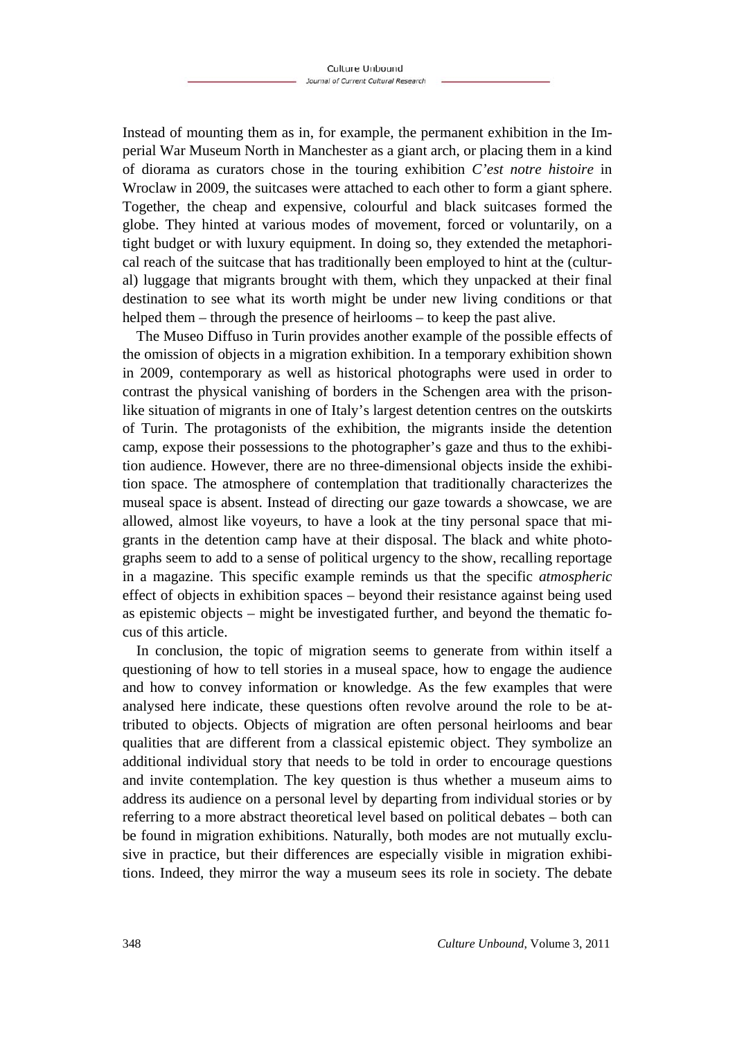Instead of mounting them as in, for example, the permanent exhibition in the Imperial War Museum North in Manchester as a giant arch, or placing them in a kind of diorama as curators chose in the touring exhibition *C'est notre histoire* in Wroclaw in 2009, the suitcases were attached to each other to form a giant sphere. Together, the cheap and expensive, colourful and black suitcases formed the globe. They hinted at various modes of movement, forced or voluntarily, on a tight budget or with luxury equipment. In doing so, they extended the metaphorical reach of the suitcase that has traditionally been employed to hint at the (cultural) luggage that migrants brought with them, which they unpacked at their final destination to see what its worth might be under new living conditions or that helped them – through the presence of heirlooms – to keep the past alive.

The Museo Diffuso in Turin provides another example of the possible effects of the omission of objects in a migration exhibition. In a temporary exhibition shown in 2009, contemporary as well as historical photographs were used in order to contrast the physical vanishing of borders in the Schengen area with the prison-like situation of migrants in one of Italy's largest detention centres on the outskirts of Turin. The protagonists of the exhibition, the migrants inside the detention camp, expose their possessions to the photographer's gaze and thus to the exhibition audience. However, there are no three-dimensional objects inside the exhibition space. The atmosphere of contemplation that traditionally characterizes the museal space is absent. Instead of directing our gaze towards a showcase, we are allowed, almost like voyeurs, to have a look at the tiny personal space that migrants in the detention camp have at their disposal. The black and white photographs seem to add to a sense of political urgency to the show, recalling reportage in a magazine. This specific example reminds us that the specific *atmospheric* effect of objects in exhibition spaces – beyond their resistance against being used as epistemic objects – might be investigated further, and beyond the thematic focus of this article.

In conclusion, the topic of migration seems to generate from within itself a questioning of how to tell stories in a museal space, how to engage the audience and how to convey information or knowledge. As the few examples that were analysed here indicate, these questions often revolve around the role to be attributed to objects. Objects of migration are often personal heirlooms and bear qualities that are different from a classical epistemic object. They symbolize an additional individual story that needs to be told in order to encourage questions and invite contemplation. The key question is thus whether a museum aims to address its audience on a personal level by departing from individual stories or by referring to a more abstract theoretical level based on political debates – both can be found in migration exhibitions. Naturally, both modes are not mutually exclusive in practice, but their differences are especially visible in migration exhibitions. Indeed, they mirror the way a museum sees its role in society. The debate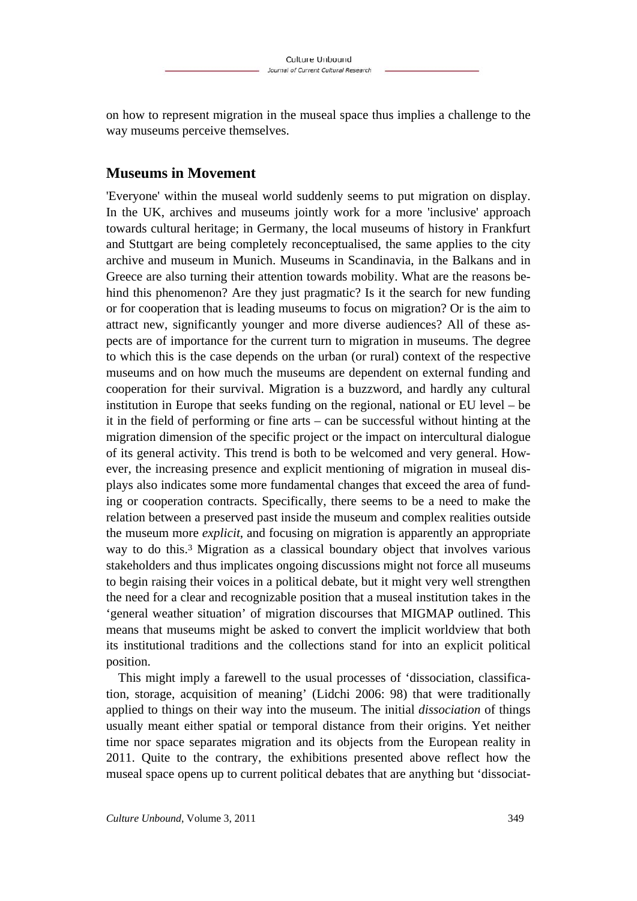on how to represent migration in the museal space thus implies a challenge to the way museums perceive themselves.

## Museums in Movement

'Everyone' within the museal world suddenly seems to put migration on display. In the UK, archives and museums jointly work for a more 'inclusive' approach towards cultural heritage; in Germany, the local museums of history in Frankfurt and Stuttgart are being completely reconceptualised, the same applies to the city archive and museum in Munich. Museums in Scandinavia, in the Balkans and in Greece are also turning their attention towards mobility. What are the reasons behind this phenomenon? Are they just pragmatic? Is it the search for new funding or for cooperation that is leading museums to focus on migration? Or is the aim to attract new, significantly younger and more diverse audiences? All of these aspects are of importance for the current turn to migration in museums. The degree to which this is the case depends on the urban (or rural) context of the respective museums and on how much the museums are dependent on external funding and cooperation for their survival. Migration is a buzzword, and hardly any cultural institution in Europe that seeks funding on the regional, national or EU level – be it in the field of performing or fine arts – can be successful without hinting at the migration dimension of the specific project or the impact on intercultural dialogue of its general activity. This trend is both to be welcomed and very general. However, the increasing presence and explicit mentioning of migration in museal displays also indicates some more fundamental changes that exceed the area of funding or cooperation contracts. Specifically, there seems to be a need to make the relation between a preserved past inside the museum and complex realities outside the museum more *explicit*, and focusing on migration is apparently an appropriate way to do this.[3] Migration as a classical boundary object that involves various stakeholders and thus implicates ongoing discussions might not force all museums to begin raising their voices in a political debate, but it might very well strengthen the need for a clear and recognizable position that a museal institution takes in the 'general weather situation' of migration discourses that MIGMAP outlined. This means that museums might be asked to convert the implicit worldview that both its institutional traditions and the collections stand for into an explicit political position.

This might imply a farewell to the usual processes of 'dissociation, classification, storage, acquisition of meaning' (Lidchi 2006: 98) that were traditionally applied to things on their way into the museum. The initial *dissociation* of things usually meant either spatial or temporal distance from their origins. Yet neither time nor space separates migration and its objects from the European reality in 2011. Quite to the contrary, the exhibitions presented above reflect how the museal space opens up to current political debates that are anything but 'dissociat-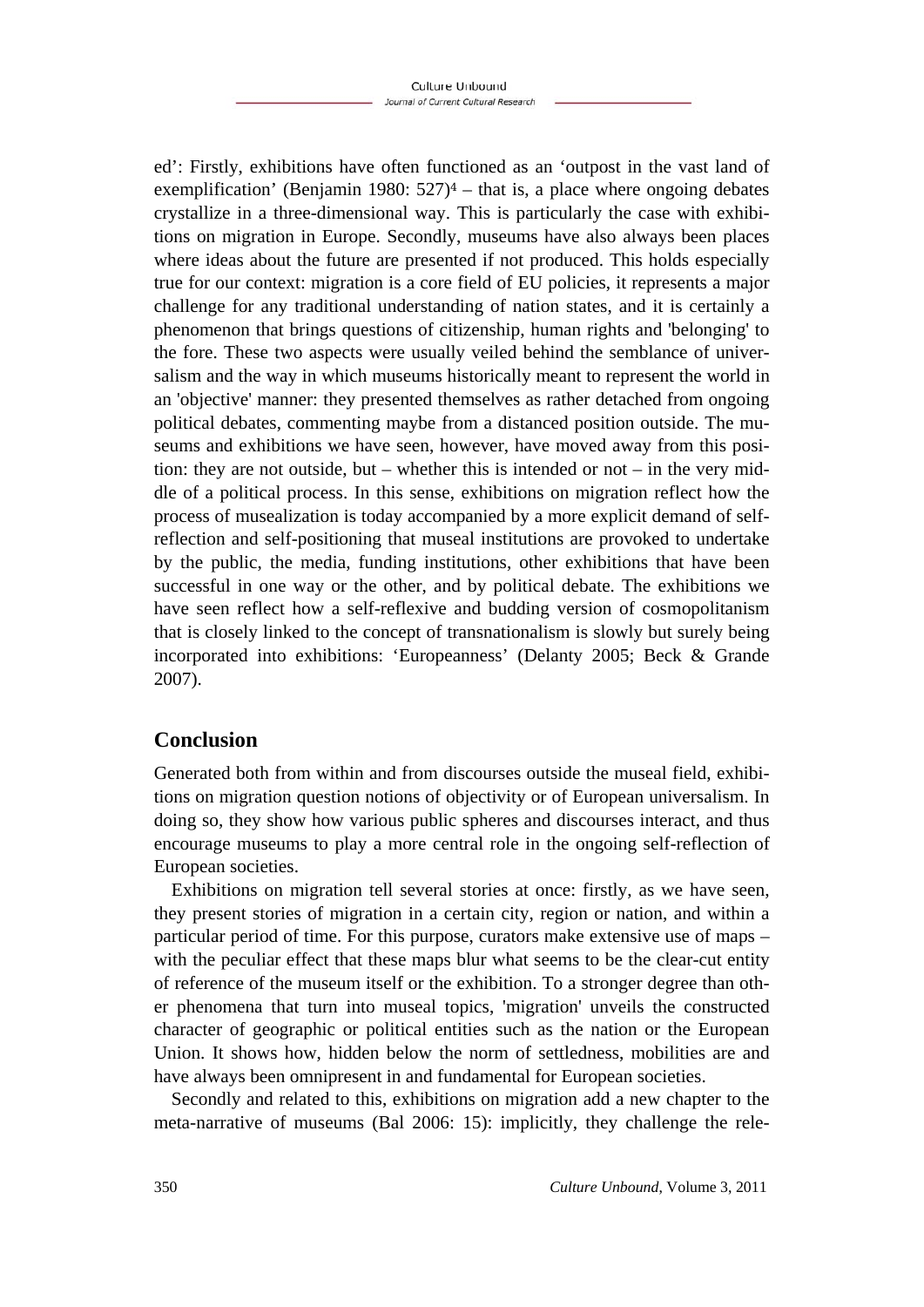ed': Firstly, exhibitions have often functioned as an 'outpost in the vast land of exemplification' (Benjamin 1980: 527)[4] – that is, a place where ongoing debates crystallize in a three-dimensional way. This is particularly the case with exhibitions on migration in Europe. Secondly, museums have also always been places where ideas about the future are presented if not produced. This holds especially true for our context: migration is a core field of EU policies, it represents a major challenge for any traditional understanding of nation states, and it is certainly a phenomenon that brings questions of citizenship, human rights and 'belonging' to the fore. These two aspects were usually veiled behind the semblance of universalism and the way in which museums historically meant to represent the world in an 'objective' manner: they presented themselves as rather detached from ongoing political debates, commenting maybe from a distanced position outside. The museums and exhibitions we have seen, however, have moved away from this position: they are not outside, but – whether this is intended or not – in the very middle of a political process. In this sense, exhibitions on migration reflect how the process of musealization is today accompanied by a more explicit demand of self-reflection and self-positioning that museal institutions are provoked to undertake by the public, the media, funding institutions, other exhibitions that have been successful in one way or the other, and by political debate. The exhibitions we have seen reflect how a self-reflexive and budding version of cosmopolitanism that is closely linked to the concept of transnationalism is slowly but surely being incorporated into exhibitions: 'Europeanness' (Delanty 2005; Beck & Grande 2007).

## Conclusion

Generated both from within and from discourses outside the museal field, exhibitions on migration question notions of objectivity or of European universalism. In doing so, they show how various public spheres and discourses interact, and thus encourage museums to play a more central role in the ongoing self-reflection of European societies.

Exhibitions on migration tell several stories at once: firstly, as we have seen, they present stories of migration in a certain city, region or nation, and within a particular period of time. For this purpose, curators make extensive use of maps – with the peculiar effect that these maps blur what seems to be the clear-cut entity of reference of the museum itself or the exhibition. To a stronger degree than other phenomena that turn into museal topics, 'migration' unveils the constructed character of geographic or political entities such as the nation or the European Union. It shows how, hidden below the norm of settledness, mobilities are and have always been omnipresent in and fundamental for European societies.

Secondly and related to this, exhibitions on migration add a new chapter to the meta-narrative of museums (Bal 2006: 15): implicitly, they challenge the rele-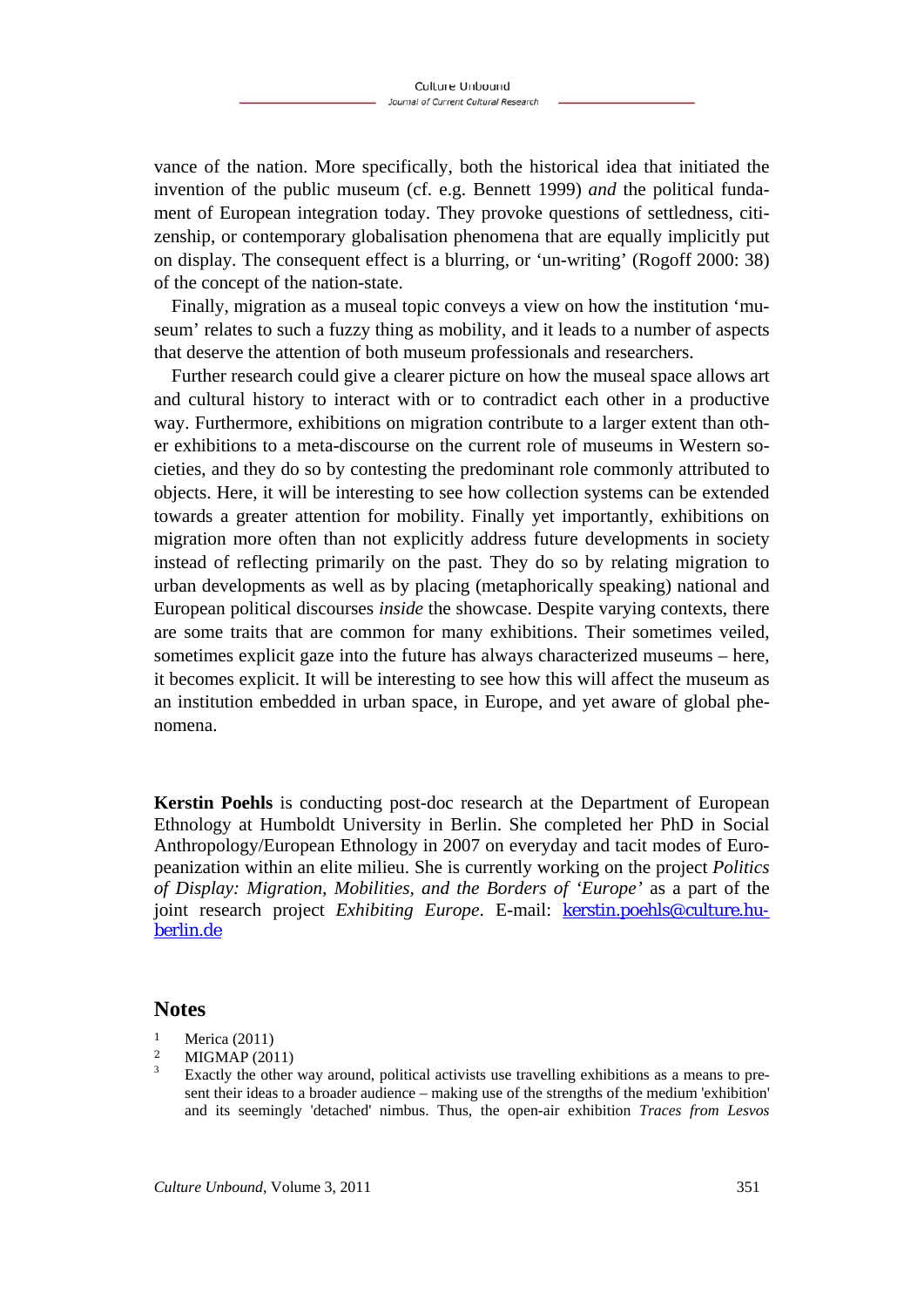vance of the nation. More specifically, both the historical idea that initiated the invention of the public museum (cf. e.g. Bennett 1999) *and* the political fundament of European integration today. They provoke questions of settledness, citizenship, or contemporary globalisation phenomena that are equally implicitly put on display. The consequent effect is a blurring, or 'un-writing' (Rogoff 2000: 38) of the concept of the nation-state.

Finally, migration as a museal topic conveys a view on how the institution 'museum' relates to such a fuzzy thing as mobility, and it leads to a number of aspects that deserve the attention of both museum professionals and researchers.

Further research could give a clearer picture on how the museal space allows art and cultural history to interact with or to contradict each other in a productive way. Furthermore, exhibitions on migration contribute to a larger extent than other exhibitions to a meta-discourse on the current role of museums in Western societies, and they do so by contesting the predominant role commonly attributed to objects. Here, it will be interesting to see how collection systems can be extended towards a greater attention for mobility. Finally yet importantly, exhibitions on migration more often than not explicitly address future developments in society instead of reflecting primarily on the past. They do so by relating migration to urban developments as well as by placing (metaphorically speaking) national and European political discourses *inside* the showcase. Despite varying contexts, there are some traits that are common for many exhibitions. Their sometimes veiled, sometimes explicit gaze into the future has always characterized museums – here, it becomes explicit. It will be interesting to see how this will affect the museum as an institution embedded in urban space, in Europe, and yet aware of global phenomena.

**Kerstin Poehls** is conducting post-doc research at the Department of European Ethnology at Humboldt University in Berlin. She completed her PhD in Social Anthropology/European Ethnology in 2007 on everyday and tacit modes of Europeanization within an elite milieu. She is currently working on the project *Politics of Display: Migration, Mobilities, and the Borders of 'Europe'* as a part of the joint research project *Exhibiting Europe*. E-mail: [kerstin.poehls@culture.hu-berlin.de](mailto:kerstin.poehls@culture.hu-berlin.de)

## Notes

1. Merica (2011)
2. MIGMAP (2011)
3. Exactly the other way around, political activists use travelling exhibitions as a means to present their ideas to a broader audience – making use of the strengths of the medium 'exhibition' and its seemingly 'detached' nimbus. Thus, the open-air exhibition *Traces from Lesvos*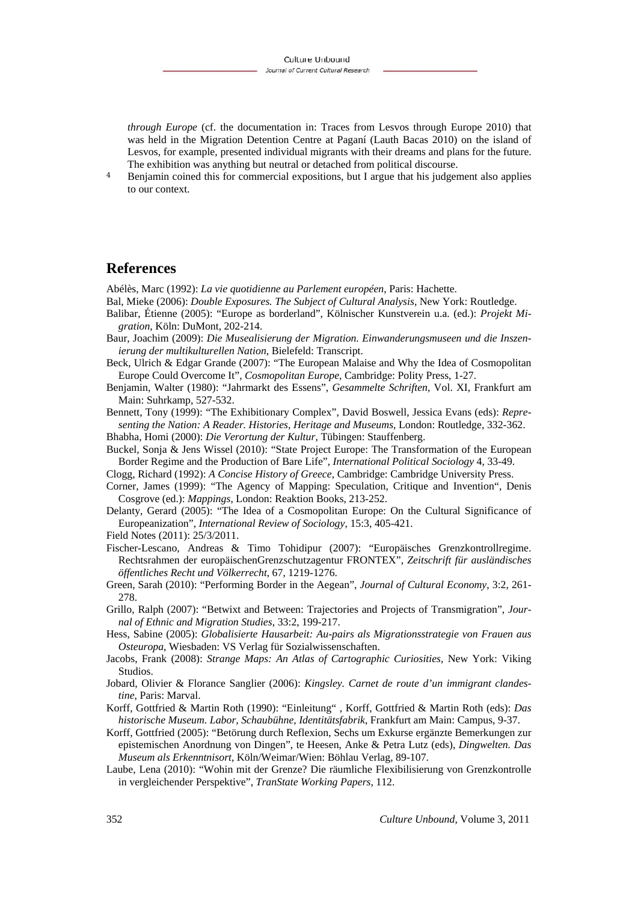*through Europe* (cf. the documentation in: Traces from Lesvos through Europe 2010) that was held in the Migration Detention Centre at Paganí (Lauth Bacas 2010) on the island of Lesvos, for example, presented individual migrants with their dreams and plans for the future. The exhibition was anything but neutral or detached from political discourse.

4 Benjamin coined this for commercial expositions, but I argue that his judgement also applies to our context.

## References

Abélès, Marc (1992): *La vie quotidienne au Parlement européen*, Paris: Hachette.

Bal, Mieke (2006): *Double Exposures. The Subject of Cultural Analysis*, New York: Routledge.

Balibar, Étienne (2005): "Europe as borderland", Kölnischer Kunstverein u.a. (ed.): *Projekt Migration*, Köln: DuMont, 202-214.

Baur, Joachim (2009): *Die Musealisierung der Migration. Einwanderungsmuseen und die Inszenierung der multikulturellen Nation*, Bielefeld: Transcript.

Beck, Ulrich & Edgar Grande (2007): "The European Malaise and Why the Idea of Cosmopolitan Europe Could Overcome It", *Cosmopolitan Europe*, Cambridge: Polity Press, 1-27.

Benjamin, Walter (1980): "Jahrmarkt des Essens", *Gesammelte Schriften*, Vol. XI, Frankfurt am Main: Suhrkamp, 527-532.

Bennett, Tony (1999): "The Exhibitionary Complex", David Boswell, Jessica Evans (eds): *Representing the Nation: A Reader. Histories, Heritage and Museums*, London: Routledge, 332-362.

Bhabha, Homi (2000): *Die Verortung der Kultur*, Tübingen: Stauffenberg.

Buckel, Sonja & Jens Wissel (2010): "State Project Europe: The Transformation of the European Border Regime and the Production of Bare Life", *International Political Sociology* 4, 33-49.

Clogg, Richard (1992): *A Concise History of Greece*, Cambridge: Cambridge University Press.

Corner, James (1999): "The Agency of Mapping: Speculation, Critique and Invention", Denis Cosgrove (ed.): *Mappings*, London: Reaktion Books, 213-252.

Delanty, Gerard (2005): "The Idea of a Cosmopolitan Europe: On the Cultural Significance of Europeanization", *International Review of Sociology*, 15:3, 405-421.

Field Notes (2011): 25/3/2011.

Fischer-Lescano, Andreas & Timo Tohidipur (2007): "Europäisches Grenzkontrollregime. Rechtsrahmen der europäischenGrenzschutzagentur FRONTEX", *Zeitschrift für ausländisches öffentliches Recht und Völkerrecht*, 67, 1219-1276.

Green, Sarah (2010): "Performing Border in the Aegean", *Journal of Cultural Economy*, 3:2, 261-278.

Grillo, Ralph (2007): "Betwixt and Between: Trajectories and Projects of Transmigration", *Journal of Ethnic and Migration Studies*, 33:2, 199-217.

Hess, Sabine (2005): *Globalisierte Hausarbeit: Au-pairs als Migrationsstrategie von Frauen aus Osteuropa*, Wiesbaden: VS Verlag für Sozialwissenschaften.

Jacobs, Frank (2008): *Strange Maps: An Atlas of Cartographic Curiosities*, New York: Viking Studios.

Jobard, Olivier & Florance Sanglier (2006): *Kingsley. Carnet de route d'un immigrant clandestine*, Paris: Marval.

Korff, Gottfried & Martin Roth (1990): "Einleitung" , Korff, Gottfried & Martin Roth (eds): *Das historische Museum. Labor, Schaubühne, Identitätsfabrik*, Frankfurt am Main: Campus, 9-37.

Korff, Gottfried (2005): "Betörung durch Reflexion, Sechs um Exkurse ergänzte Bemerkungen zur epistemischen Anordnung von Dingen", te Heesen, Anke & Petra Lutz (eds), *Dingwelten. Das Museum als Erkenntnisort*, Köln/Weimar/Wien: Böhlau Verlag, 89-107.

Laube, Lena (2010): "Wohin mit der Grenze? Die räumliche Flexibilisierung von Grenzkontrolle in vergleichender Perspektive", *TranState Working Papers*, 112.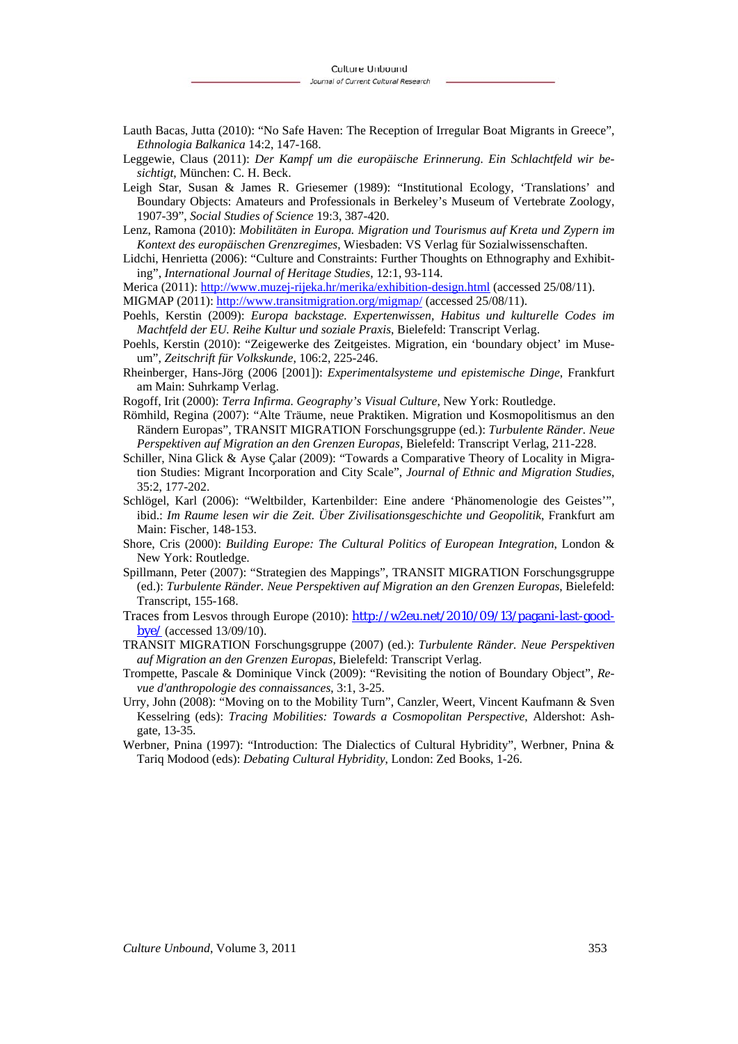Lauth Bacas, Jutta (2010): "No Safe Haven: The Reception of Irregular Boat Migrants in Greece", *Ethnologia Balkanica* 14:2, 147-168.

Leggewie, Claus (2011): *Der Kampf um die europäische Erinnerung. Ein Schlachtfeld wir besichtigt*, München: C. H. Beck.

Leigh Star, Susan & James R. Griesemer (1989): "Institutional Ecology, 'Translations' and Boundary Objects: Amateurs and Professionals in Berkeley's Museum of Vertebrate Zoology, 1907-39", *Social Studies of Science* 19:3, 387-420.

Lenz, Ramona (2010): *Mobilitäten in Europa. Migration und Tourismus auf Kreta und Zypern im Kontext des europäischen Grenzregimes*, Wiesbaden: VS Verlag für Sozialwissenschaften.

Lidchi, Henrietta (2006): "Culture and Constraints: Further Thoughts on Ethnography and Exhibiting", *International Journal of Heritage Studies*, 12:1, 93-114.

Merica (2011): http://www.muzej-rijeka.hr/merika/exhibition-design.html (accessed 25/08/11).

MIGMAP (2011): http://www.transitmigration.org/migmap/ (accessed 25/08/11).

Poehls, Kerstin (2009): *Europa backstage. Expertenwissen, Habitus und kulturelle Codes im Machtfeld der EU. Reihe Kultur und soziale Praxis*, Bielefeld: Transcript Verlag.

Poehls, Kerstin (2010): "Zeigewerke des Zeitgeistes. Migration, ein 'boundary object' im Museum", *Zeitschrift für Volkskunde*, 106:2, 225-246.

Rheinberger, Hans-Jörg (2006 [2001]): *Experimentalsysteme und epistemische Dinge*, Frankfurt am Main: Suhrkamp Verlag.

Rogoff, Irit (2000): *Terra Infirma. Geography's Visual Culture*, New York: Routledge.

Römhild, Regina (2007): "Alte Träume, neue Praktiken. Migration und Kosmopolitismus an den Rändern Europas", TRANSIT MIGRATION Forschungsgruppe (ed.): *Turbulente Ränder. Neue Perspektiven auf Migration an den Grenzen Europas*, Bielefeld: Transcript Verlag, 211-228.

Schiller, Nina Glick & Ayse Çalar (2009): "Towards a Comparative Theory of Locality in Migration Studies: Migrant Incorporation and City Scale", *Journal of Ethnic and Migration Studies*, 35:2, 177-202.

Schlögel, Karl (2006): "Weltbilder, Kartenbilder: Eine andere 'Phänomenologie des Geistes'", ibid.: *Im Raume lesen wir die Zeit. Über Zivilisationsgeschichte und Geopolitik*, Frankfurt am Main: Fischer, 148-153.

Shore, Cris (2000): *Building Europe: The Cultural Politics of European Integration*, London & New York: Routledge.

Spillmann, Peter (2007): "Strategien des Mappings", TRANSIT MIGRATION Forschungsgruppe (ed.): *Turbulente Ränder. Neue Perspektiven auf Migration an den Grenzen Europas*, Bielefeld: Transcript, 155-168.

Traces from Lesvos through Europe (2010): http://w2eu.net/2010/09/13/pagani-last-good-bye/ (accessed 13/09/10).

TRANSIT MIGRATION Forschungsgruppe (2007) (ed.): *Turbulente Ränder. Neue Perspektiven auf Migration an den Grenzen Europas*, Bielefeld: Transcript Verlag.

Trompette, Pascale & Dominique Vinck (2009): "Revisiting the notion of Boundary Object", *Revue d'anthropologie des connaissances*, 3:1, 3-25.

Urry, John (2008): "Moving on to the Mobility Turn", Canzler, Weert, Vincent Kaufmann & Sven Kesselring (eds): *Tracing Mobilities: Towards a Cosmopolitan Perspective*, Aldershot: Ashgate, 13-35.

Werbner, Pnina (1997): "Introduction: The Dialectics of Cultural Hybridity", Werbner, Pnina & Tariq Modood (eds): *Debating Cultural Hybridity*, London: Zed Books, 1-26.